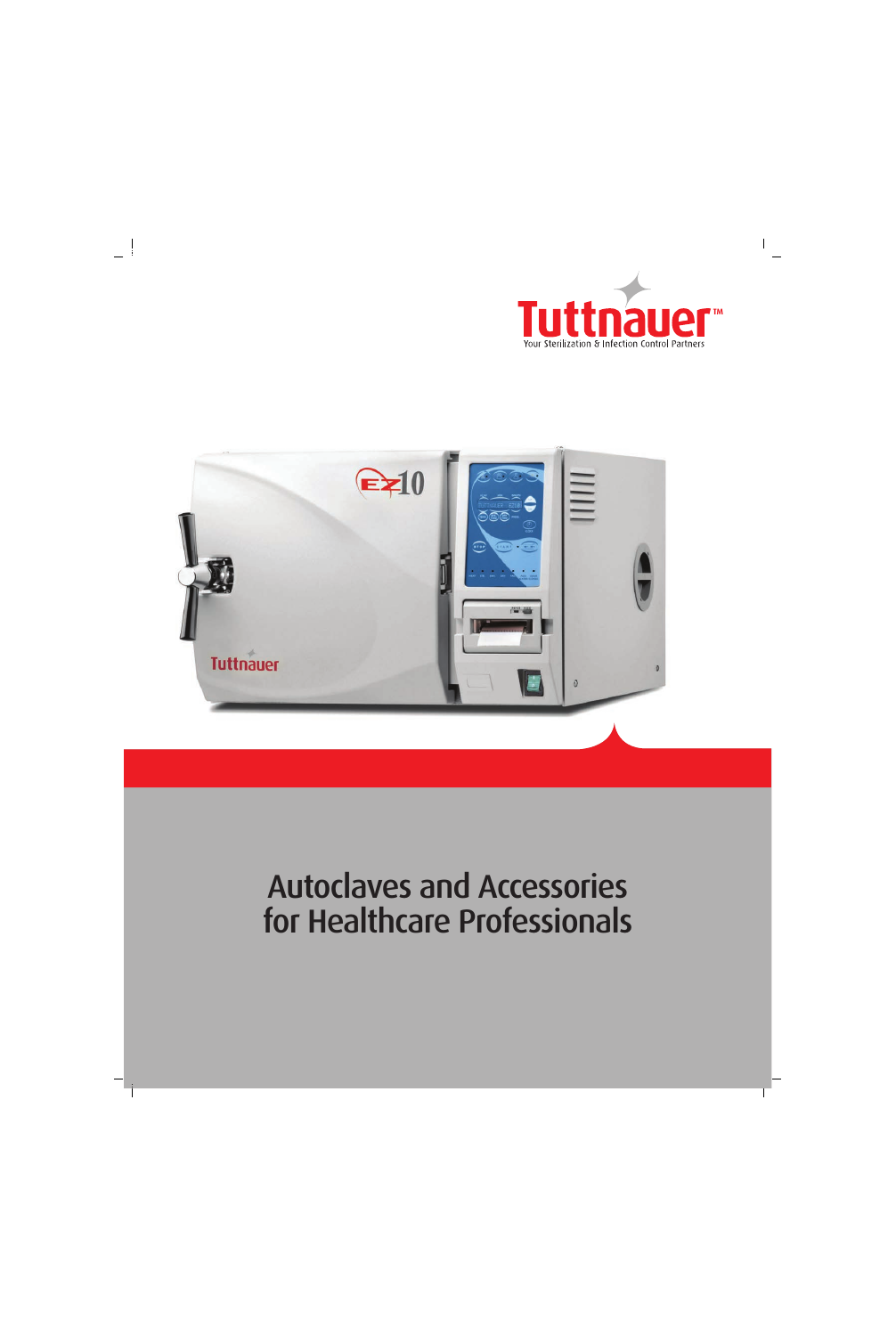Tuttnauer™

Your Sterilization & Infection Control Partners

# Autoclaves and Accessories for Healthcare Professionals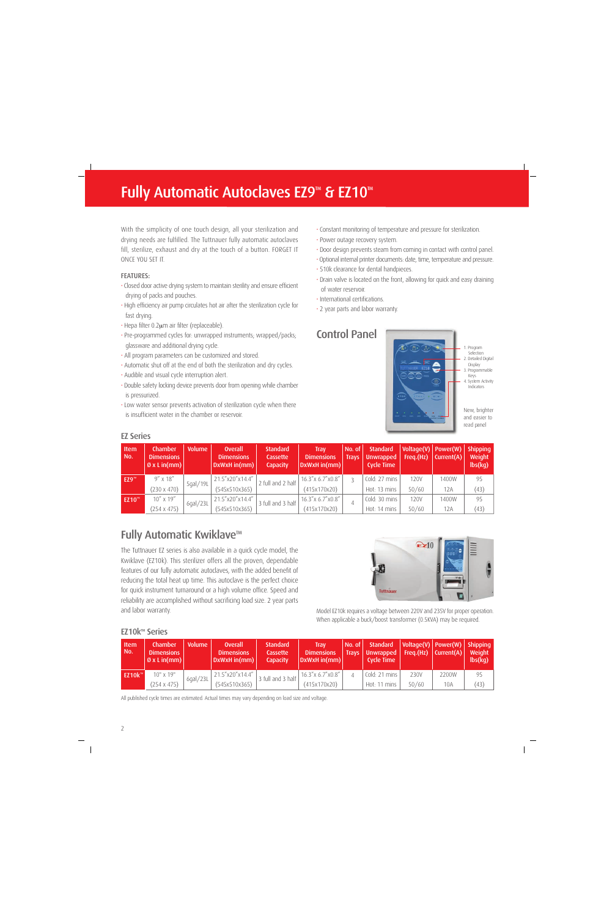# Fully Automatic Autoclaves EZ9™ & EZ10™

With the simplicity of one touch design, all your sterilization and drying needs are fulfilled. The Tuttnauer fully automatic autoclaves fill, sterilize, exhaust and dry at the touch of a button. FORGET IT ONCE YOU SET IT.

**FEATURES:**

- Closed door active drying system to maintain sterility and ensure efficient drying of packs and pouches.
- High efficiency air pump circulates hot air after the sterilization cycle for fast drying.
- Hepa filter 0.2μm air filter (replaceable).
- Pre-programmed cycles for: unwrapped instruments, wrapped/packs; glassware and additional drying cycle.
- All program parameters can be customized and stored.
- Automatic shut off at the end of both the sterilization and dry cycles.
- Audible and visual cycle interruption alert.
- Double safety locking device prevents door from opening while chamber is pressurized.
- Low water sensor prevents activation of sterilization cycle when there is insufficient water in the chamber or reservoir.
- Constant monitoring of temperature and pressure for sterilization.
- Power outage recovery system.
- Door design prevents steam from coming in contact with control panel.
- Optional internal printer documents: date, time, temperature and pressure.
- 510k clearance for dental handpieces.
- Drain valve is located on the front, allowing for quick and easy draining of water reservoir.
- International certifications.
- 2 year parts and labor warranty.

## Control Panel

1. Program Selection
2. Detailed Digital Display
3. Programmable Keys
4. System Activity Indicators

New, brighter and easier to read panel

### EZ Series

| Item No. | Chamber Dimensions Ø x L in(mm) | Volume | Overall Dimensions DxWxH in(mm) | Standard Cassette Capacity | Tray Dimensions DxWxH in(mm) | No. of Trays | Standard Unwrapped Cycle Time | Voltage(V) Freq.(Hz) | Power(W) Current(A) | Shipping Weight lbs(kg) |
|---|---|---|---|---|---|---|---|---|---|---|
| EZ9™ | 9" x 18" (230 x 470) | 5gal/19L | 21.5"x20"x14.4" (545x510x365) | 2 full and 2 half | 16.3"x 6.7"x0.8" (415x170x20) | 3 | Cold: 27 mins Hot: 13 mins | 120V 50/60 | 1400W 12A | 95 (43) |
| EZ10™ | 10" x 19" (254 x 475) | 6gal/23L | 21.5"x20"x14.4" (545x510x365) | 3 full and 3 half | 16.3"x 6.7"x0.8" (415x170x20) | 4 | Cold: 30 mins Hot: 14 mins | 120V 50/60 | 1400W 12A | 95 (43) |

## Fully Automatic Kwiklave™

The Tuttnauer EZ series is also available in a quick cycle model, the Kwiklave (EZ10k). This sterilizer offers all the proven, dependable features of our fully automatic autoclaves, with the added benefit of reducing the total heat up time. This autoclave is the perfect choice for quick instrument turnaround or a high volume office. Speed and reliability are accomplished without sacrificing load size. 2 year parts and labor warranty.

Model EZ10k requires a voltage between 220V and 235V for proper operation. When applicable a buck/boost transformer (0.5KVA) may be required.

### EZ10k™ Series

| Item No. | Chamber Dimensions Ø x L in(mm) | Volume | Overall Dimensions DxWxH in(mm) | Standard Cassette Capacity | Tray Dimensions DxWxH in(mm) | No. of Trays | Standard Unwrapped Cycle Time | Voltage(V) Freq.(Hz) | Power(W) Current(A) | Shipping Weight lbs(kg) |
|---|---|---|---|---|---|---|---|---|---|---|
| EZ10k™ | 10" x 19" (254 x 475) | 6gal/23L | 21.5"x20"x14.4" (545x510x365) | 3 full and 3 half | 16.3"x 6.7"x0.8" (415x170x20) | 4 | Cold: 21 mins Hot: 11 mins | 230V 50/60 | 2200W 10A | 95 (43) |

All published cycle times are estimated. Actual times may vary depending on load size and voltage.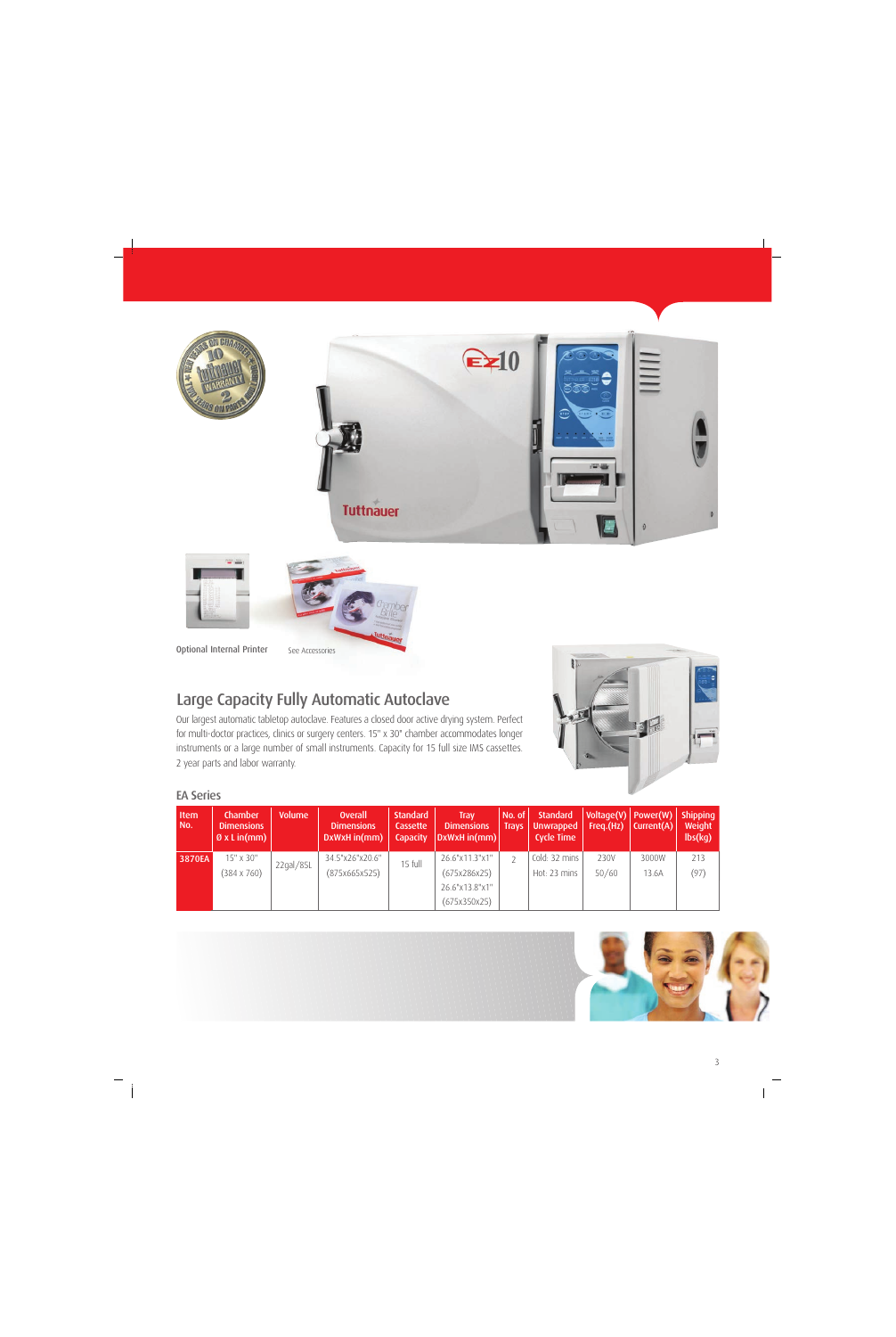Optional Internal Printer

See Accessories

## Large Capacity Fully Automatic Autoclave

Our largest automatic tabletop autoclave. Features a closed door active drying system. Perfect for multi-doctor practices, clinics or surgery centers. 15" x 30" chamber accommodates longer instruments or a large number of small instruments. Capacity for 15 full size IMS cassettes. 2 year parts and labor warranty.

### EA Series

| Item No. | Chamber Dimensions Ø x L in(mm) | Volume | Overall Dimensions DxWxH in(mm) | Standard Cassette Capacity | Tray Dimensions DxWxH in(mm) | No. of Trays | Standard Unwrapped Cycle Time | Voltage(V) Freq.(Hz) | Power(W) Current(A) | Shipping Weight lbs(kg) |
|---|---|---|---|---|---|---|---|---|---|---|
| 3870EA | 15" x 30" (384 x 760) | 22gal/85L | 34.5"x26"x20.6" (875x665x525) | 15 full | 26.6"x11.3"x1" (675x286x25) 26.6"x13.8"x1" (675x350x25) | 2 | Cold: 32 mins Hot: 23 mins | 230V 50/60 | 3000W 13.6A | 213 (97) |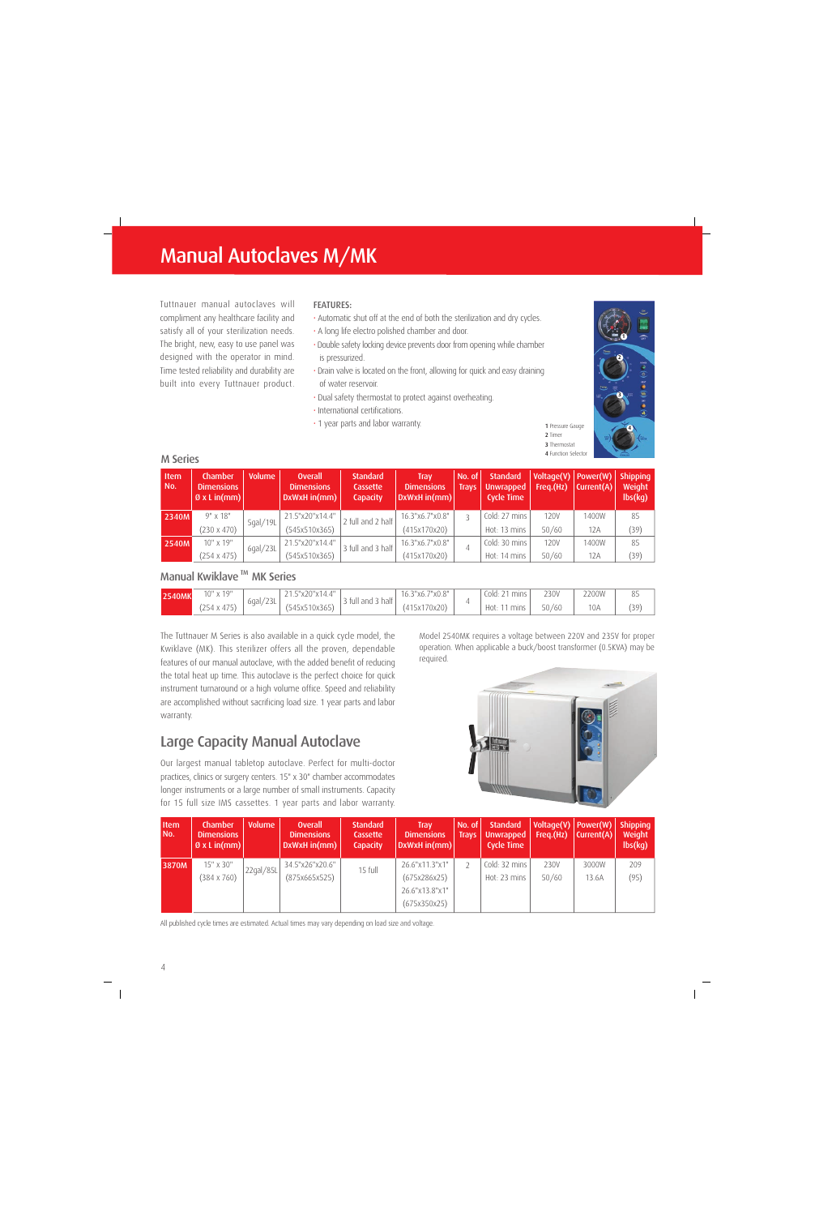# Manual Autoclaves M/MK

Tuttnauer manual autoclaves will compliment any healthcare facility and satisfy all of your sterilization needs. The bright, new, easy to use panel was designed with the operator in mind. Time tested reliability and durability are built into every Tuttnauer product.

**FEATURES:**

- Automatic shut off at the end of both the sterilization and dry cycles.
- A long life electro polished chamber and door.
- Double safety locking device prevents door from opening while chamber is pressurized.
- Drain valve is located on the front, allowing for quick and easy draining of water reservoir.
- Dual safety thermostat to protect against overheating.
- International certifications.
- 1 year parts and labor warranty.

**1** Pressure Gauge
**2** Timer
**3** Thermostat
**4** Function Selector

## M Series

| Item No. | Chamber Dimensions Ø x L in(mm) | Volume | Overall Dimensions DxWxH in(mm) | Standard Cassette Capacity | Tray Dimensions DxWxH in(mm) | No. of Trays | Standard Unwrapped Cycle Time | Voltage(V) Freq.(Hz) | Power(W) Current(A) | Shipping Weight lbs(kg) |
|---|---|---|---|---|---|---|---|---|---|---|
| 2340M | 9" x 18" (230 x 470) | 5gal/19L | 21.5"x20"x14.4" (545x510x365) | 2 full and 2 half | 16.3"x6.7"x0.8" (415x170x20) | 3 | Cold: 27 mins Hot: 13 mins | 120V 50/60 | 1400W 12A | 85 (39) |
| 2540M | 10" x 19" (254 x 475) | 6gal/23L | 21.5"x20"x14.4" (545x510x365) | 3 full and 3 half | 16.3"x6.7"x0.8" (415x170x20) | 4 | Cold: 30 mins Hot: 14 mins | 120V 50/60 | 1400W 12A | 85 (39) |

## Manual Kwiklave™ MK Series

| Item No. | Chamber Dimensions Ø x L in(mm) | Volume | Overall Dimensions DxWxH in(mm) | Standard Cassette Capacity | Tray Dimensions DxWxH in(mm) | No. of Trays | Standard Unwrapped Cycle Time | Voltage(V) Freq.(Hz) | Power(W) Current(A) | Shipping Weight lbs(kg) |
|---|---|---|---|---|---|---|---|---|---|---|
| 2540MK | 10" x 19" (254 x 475) | 6gal/23L | 21.5"x20"x14.4" (545x510x365) | 3 full and 3 half | 16.3"x6.7"x0.8" (415x170x20) | 4 | Cold: 21 mins Hot: 11 mins | 230V 50/60 | 2200W 10A | 85 (39) |

The Tuttnauer M Series is also available in a quick cycle model, the Kwiklave (MK). This sterilizer offers all the proven, dependable features of our manual autoclave, with the added benefit of reducing the total heat up time. This autoclave is the perfect choice for quick instrument turnaround or a high volume office. Speed and reliability are accomplished without sacrificing load size. 1 year parts and labor warranty.

Model 2540MK requires a voltage between 220V and 235V for proper operation. When applicable a buck/boost transformer (0.5KVA) may be required.

## Large Capacity Manual Autoclave

Our largest manual tabletop autoclave. Perfect for multi-doctor practices, clinics or surgery centers. 15" x 30" chamber accommodates longer instruments or a large number of small instruments. Capacity for 15 full size IMS cassettes. 1 year parts and labor warranty.

| Item No. | Chamber Dimensions Ø x L in(mm) | Volume | Overall Dimensions DxWxH in(mm) | Standard Cassette Capacity | Tray Dimensions DxWxH in(mm) | No. of Trays | Standard Unwrapped Cycle Time | Voltage(V) Freq.(Hz) | Power(W) Current(A) | Shipping Weight lbs(kg) |
|---|---|---|---|---|---|---|---|---|---|---|
| 3870M | 15" x 30" (384 x 760) | 22gal/85L | 34.5"x26"x20.6" (875x665x525) | 15 full | 26.6"x11.3"x1" (675x286x25) 26.6"x13.8"x1" (675x350x25) | 2 | Cold: 32 mins Hot: 23 mins | 230V 50/60 | 3000W 13.6A | 209 (95) |

All published cycle times are estimated. Actual times may vary depending on load size and voltage.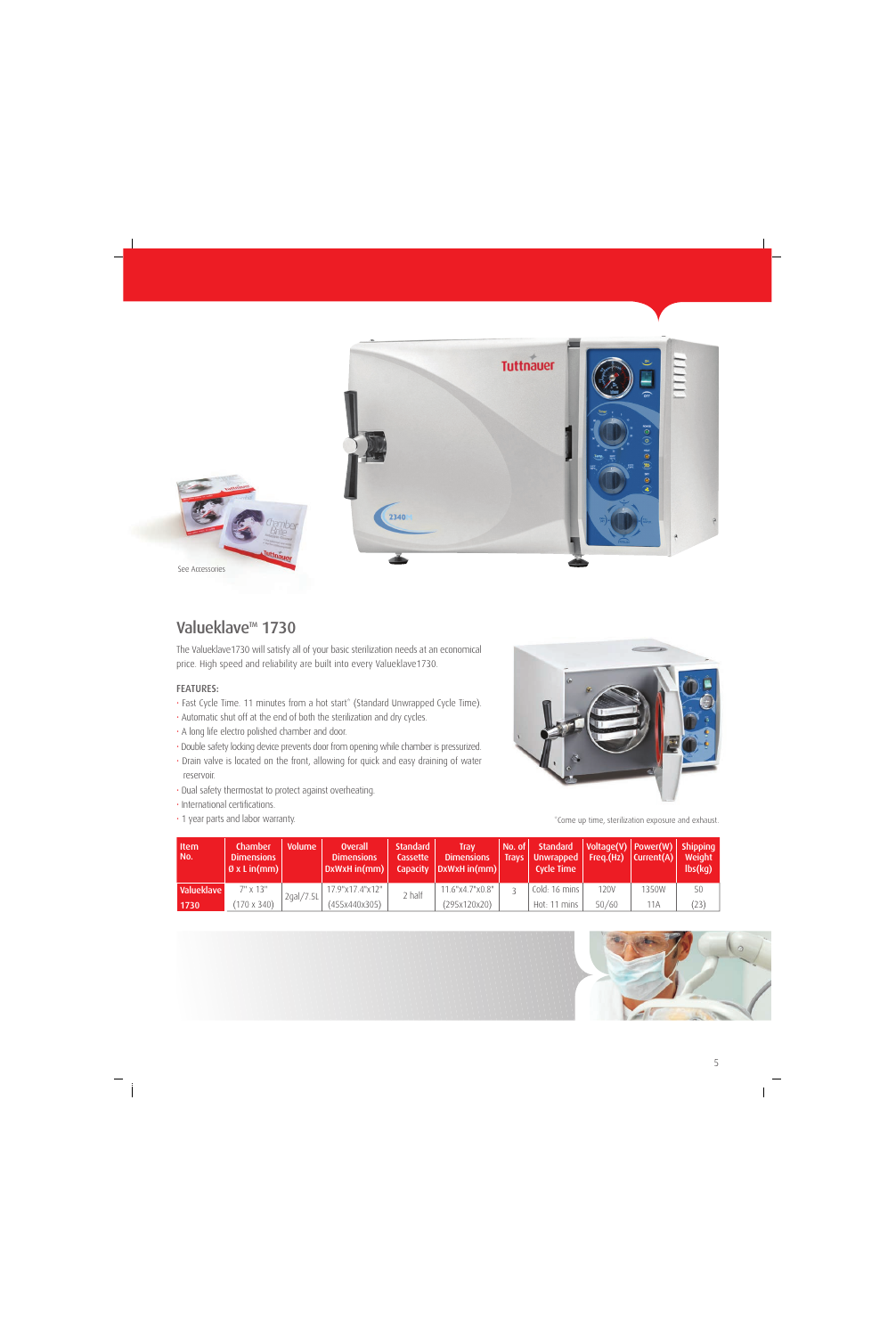See Accessories

## Valueklave™ 1730

The Valueklave1730 will satisfy all of your basic sterilization needs at an economical price. High speed and reliability are built into every Valueklave1730.

**FEATURES:**

- Fast Cycle Time. 11 minutes from a hot start* (Standard Unwrapped Cycle Time).
- Automatic shut off at the end of both the sterilization and dry cycles.
- A long life electro polished chamber and door.
- Double safety locking device prevents door from opening while chamber is pressurized.
- Drain valve is located on the front, allowing for quick and easy draining of water reservoir.
- Dual safety thermostat to protect against overheating.
- International certifications.
- 1 year parts and labor warranty.

*Come up time, sterilization exposure and exhaust.

| Item No. | Chamber Dimensions Ø x L in(mm) | Volume | Overall Dimensions DxWxH in(mm) | Standard Cassette Capacity | Tray Dimensions DxWxH in(mm) | No. of Trays | Standard Unwrapped Cycle Time | Voltage(V) Freq.(Hz) | Power(W) Current(A) | Shipping Weight lbs(kg) |
|---|---|---|---|---|---|---|---|---|---|---|
| Valueklave 1730 | 7" x 13" (170 x 340) | 2gal/7.5L | 17.9"x17.4"x12" (455x440x305) | 2 half | 11.6"x4.7"x0.8" (295x120x20) | 3 | Cold: 16 mins Hot: 11 mins | 120V 50/60 | 1350W 11A | 50 (23) |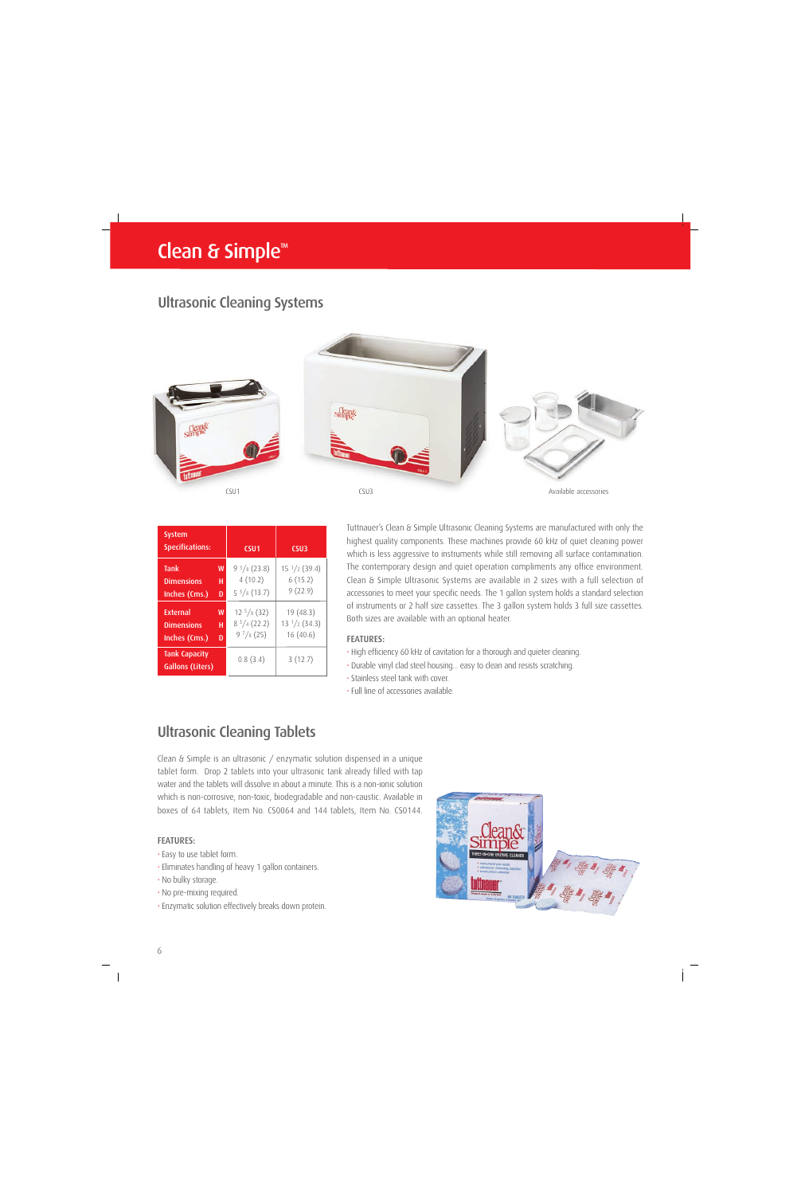# Clean & Simple™

## Ultrasonic Cleaning Systems

CSU1

CSU3

Available accessories

| System Specifications: | | CSU1 | CSU3 |
|---|---|---|---|
| Tank Dimensions Inches (Cms.) | W | 9 3/8 (23.8) | 15 1/2 (39.4) |
| | H | 4 (10.2) | 6 (15.2) |
| | D | 5 3/8 (13.7) | 9 (22.9) |
| External Dimensions Inches (Cms.) | W | 12 5/8 (32) | 19 (48.3) |
| | H | 8 3/4 (22.2) | 13 1/2 (34.3) |
| | D | 9 7/8 (25) | 16 (40.6) |
| Tank Capacity Gallons (Liters) | | 0.8 (3.4) | 3 (12.7) |

Tuttnauer's Clean & Simple Ultrasonic Cleaning Systems are manufactured with only the highest quality components. These machines provide 60 kHz of quiet cleaning power which is less aggressive to instruments while still removing all surface contamination. The contemporary design and quiet operation compliments any office environment. Clean & Simple Ultrasonic Systems are available in 2 sizes with a full selection of accessories to meet your specific needs. The 1 gallon system holds a standard selection of instruments or 2 half size cassettes. The 3 gallon system holds 3 full size cassettes. Both sizes are available with an optional heater.

**FEATURES:**

- High efficiency 60 kHz of cavitation for a thorough and quieter cleaning.
- Durable vinyl clad steel housing... easy to clean and resists scratching.
- Stainless steel tank with cover.
- Full line of accessories available.

## Ultrasonic Cleaning Tablets

Clean & Simple is an ultrasonic / enzymatic solution dispensed in a unique tablet form. Drop 2 tablets into your ultrasonic tank already filled with tap water and the tablets will dissolve in about a minute. This is a non-ionic solution which is non-corrosive, non-toxic, biodegradable and non-caustic. Available in boxes of 64 tablets, Item No. CS0064 and 144 tablets, Item No. CS0144.

**FEATURES:**

- Easy to use tablet form.
- Eliminates handling of heavy 1 gallon containers.
- No bulky storage.
- No pre-mixing required.
- Enzymatic solution effectively breaks down protein.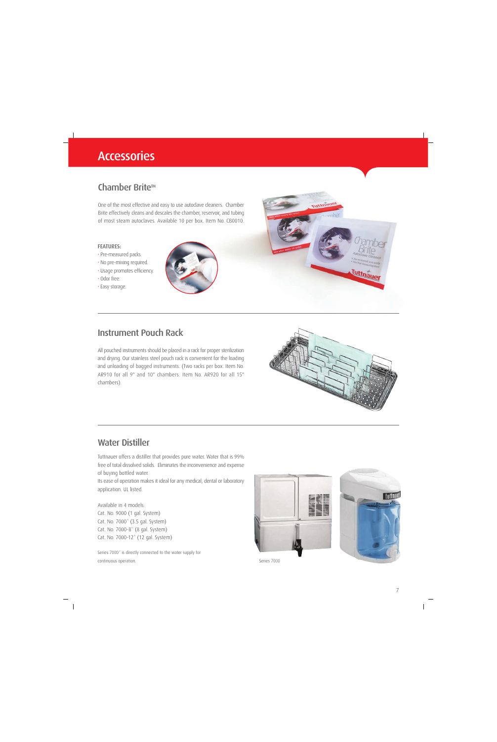# Accessories

## Chamber Brite™

One of the most effective and easy to use autoclave cleaners. Chamber Brite effectively cleans and descales the chamber, reservoir, and tubing of most steam autoclaves. Available 10 per box. Item No. CB0010.

**FEATURES:**

- Pre-measured packs.
- No pre-mixing required.
- Usage promotes efficiency.
- Odor free.
- Easy storage.

## Instrument Pouch Rack

All pouched instruments should be placed in a rack for proper sterilization and drying. Our stainless steel pouch rack is convenient for the loading and unloading of bagged instruments. (Two racks per box. Item No. AR910 for all 9" and 10" chambers. Item No. AR920 for all 15" chambers).

## Water Distiller

Tuttnauer offers a distiller that provides pure water. Water that is 99% free of total dissolved solids. Eliminates the inconvenience and expense of buying bottled water.

Its ease of operation makes it ideal for any medical, dental or laboratory application. UL listed.

Available in 4 models:

Cat. No. 9000 (1 gal. System)

Cat. No. 7000* (3.5 gal. System)

Cat. No. 7000-8* (8 gal. System)

Cat. No. 7000-12* (12 gal. System)

Series 7000* is directly connected to the water supply for continuous operation.

Series 7000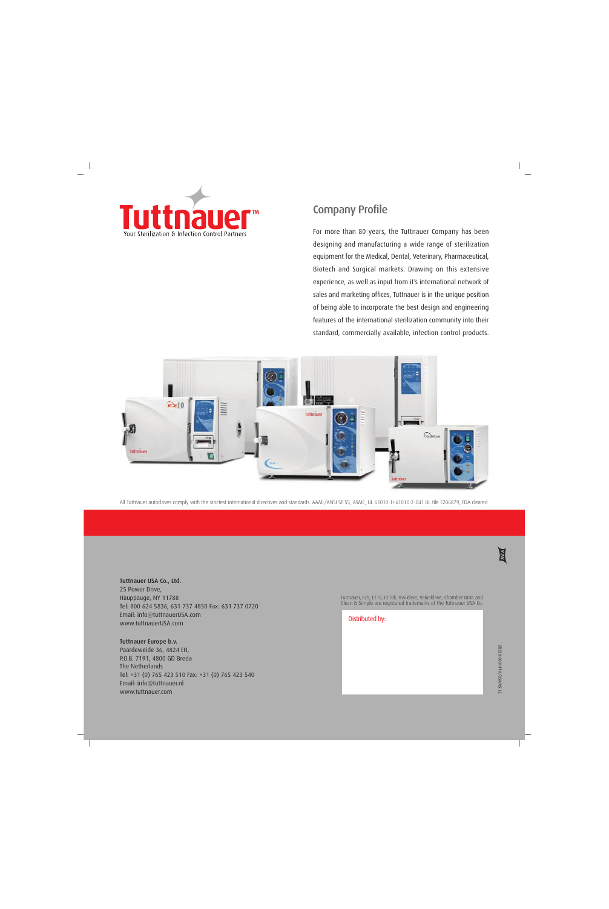Tuttnauer™

Your Sterilization & Infection Control Partners

## Company Profile

For more than 80 years, the Tuttnauer Company has been designing and manufacturing a wide range of sterilization equipment for the Medical, Dental, Veterinary, Pharmaceutical, Biotech and Surgical markets. Drawing on this extensive experience, as well as input from it's international network of sales and marketing offices, Tuttnauer is in the unique position of being able to incorporate the best design and engineering features of the international sterilization community into their standard, commercially available, infection control products.

All Tuttnauer autoclaves comply with the strictest international directives and standards: AAMI/ANSI ST-55, ASME, UL 61010-1+61010-2-041 UL file E206879, FDA cleared.

**Tuttnauer USA Co., Ltd.**
25 Power Drive,
Hauppauge, NY 11788
Tel: 800 624 5836, 631 737 4850 Fax: 631 737 0720
Email: info@tuttnauerUSA.com
www.tuttnauerUSA.com

**Tuttnauer Europe b.v.**
Paardeweide 36, 4824 EH,
P.O.B. 7191, 4800 GD Breda
The Netherlands
Tel: +31 (0) 765 423 510 Fax: +31 (0) 765 423 540
Email: info@tuttnauer.nl
www.tuttnauer.com

Tuttnauer, EZ9, EZ10, EZ10k, Kwiklave, Valueklave, Chamber Brite and Clean & Simple are registered trademarks of the Tuttnauer USA Co.

Distributed by:

CBR310-0004-TA/USA/05.12